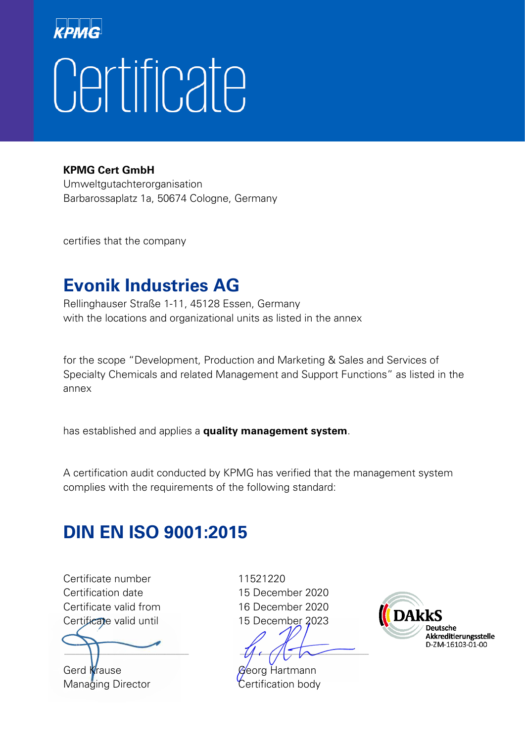KPMG

# Certificate

**KPMG Cert GmbH**
Umweltgutachterorganisation
Barbarossaplatz 1a, 50674 Cologne, Germany

certifies that the company

## Evonik Industries AG

Rellinghauser Straße 1-11, 45128 Essen, Germany
with the locations and organizational units as listed in the annex

for the scope "Development, Production and Marketing & Sales and Services of Specialty Chemicals and related Management and Support Functions" as listed in the annex

has established and applies a **quality management system**.

A certification audit conducted by KPMG has verified that the management system complies with the requirements of the following standard:

## DIN EN ISO 9001:2015

| | |
|---|---|
| Certificate number | 11521220 |
| Certification date | 15 December 2020 |
| Certificate valid from | 16 December 2020 |
| Certificate valid until | 15 December 2023 |

Gerd Krause
Managing Director

Georg Hartmann
Certification body

DAkkS
Deutsche Akkreditierungsstelle
D-ZM-16103-01-00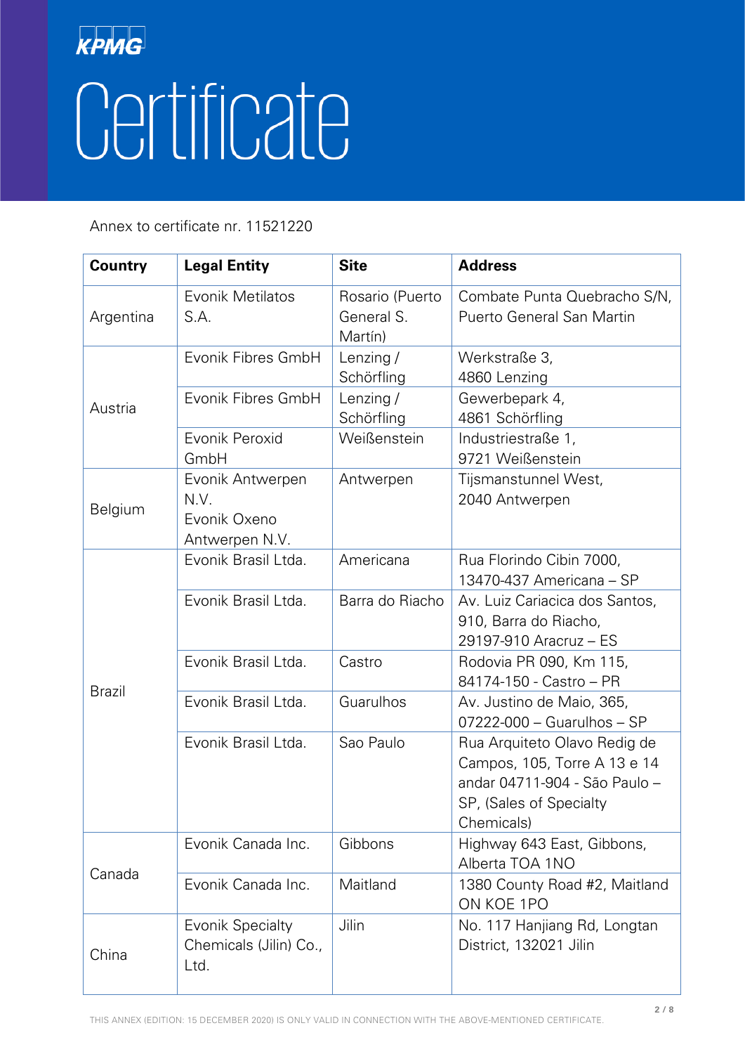KPMG

# Certificate

Annex to certificate nr. 11521220

| Country | Legal Entity | Site | Address |
|---|---|---|---|
| Argentina | Evonik Metilatos S.A. | Rosario (Puerto General S. Martín) | Combate Punta Quebracho S/N, Puerto General San Martin |
| Austria | Evonik Fibres GmbH | Lenzing / Schörfling | Werkstraße 3, 4860 Lenzing |
| | Evonik Fibres GmbH | Lenzing / Schörfling | Gewerbepark 4, 4861 Schörfling |
| | Evonik Peroxid GmbH | Weißenstein | Industriestraße 1, 9721 Weißenstein |
| Belgium | Evonik Antwerpen N.V. Evonik Oxeno Antwerpen N.V. | Antwerpen | Tijsmanstunnel West, 2040 Antwerpen |
| Brazil | Evonik Brasil Ltda. | Americana | Rua Florindo Cibin 7000, 13470-437 Americana – SP |
| | Evonik Brasil Ltda. | Barra do Riacho | Av. Luiz Cariacica dos Santos, 910, Barra do Riacho, 29197-910 Aracruz – ES |
| | Evonik Brasil Ltda. | Castro | Rodovia PR 090, Km 115, 84174-150 - Castro – PR |
| | Evonik Brasil Ltda. | Guarulhos | Av. Justino de Maio, 365, 07222-000 – Guarulhos – SP |
| | Evonik Brasil Ltda. | Sao Paulo | Rua Arquiteto Olavo Redig de Campos, 105, Torre A 13 e 14 andar 04711-904 - São Paulo – SP, (Sales of Specialty Chemicals) |
| Canada | Evonik Canada Inc. | Gibbons | Highway 643 East, Gibbons, Alberta TOA 1NO |
| | Evonik Canada Inc. | Maitland | 1380 County Road #2, Maitland ON KOE 1PO |
| China | Evonik Specialty Chemicals (Jilin) Co., Ltd. | Jilin | No. 117 Hanjiang Rd, Longtan District, 132021 Jilin |

THIS ANNEX (EDITION: 15 DECEMBER 2020) IS ONLY VALID IN CONNECTION WITH THE ABOVE-MENTIONED CERTIFICATE.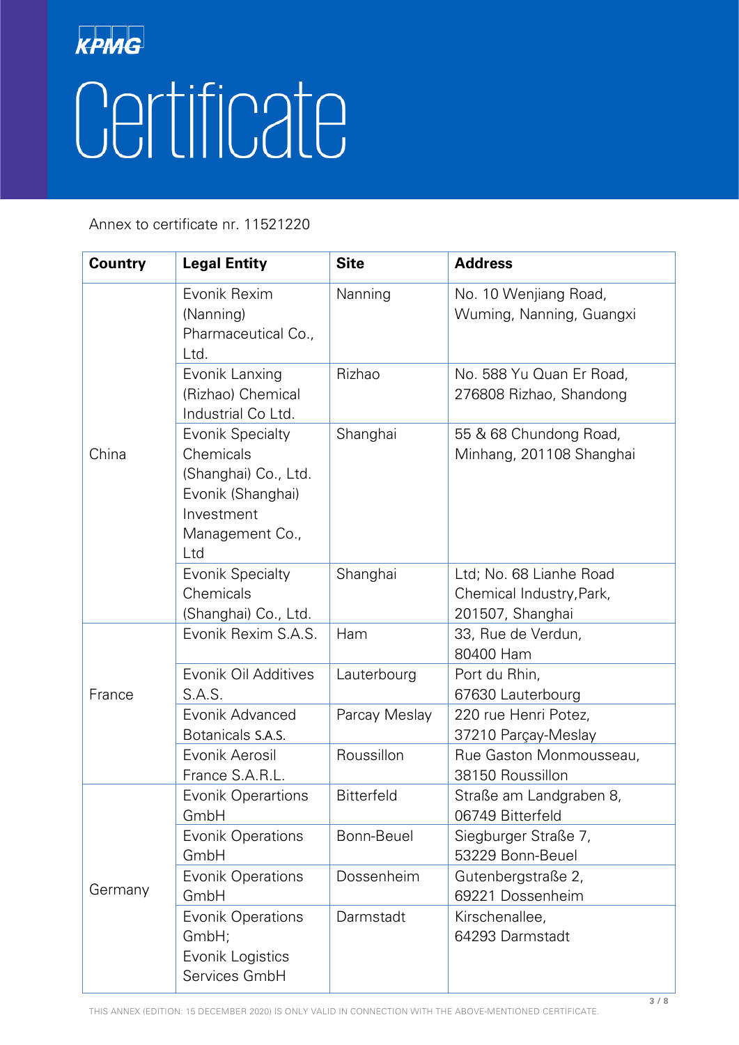KPMG

# Certificate

Annex to certificate nr. 11521220

| Country | Legal Entity | Site | Address |
|---|---|---|---|
| China | Evonik Rexim (Nanning) Pharmaceutical Co., Ltd. | Nanning | No. 10 Wenjiang Road, Wuming, Nanning, Guangxi |
| | Evonik Lanxing (Rizhao) Chemical Industrial Co Ltd. | Rizhao | No. 588 Yu Quan Er Road, 276808 Rizhao, Shandong |
| | Evonik Specialty Chemicals (Shanghai) Co., Ltd. Evonik (Shanghai) Investment Management Co., Ltd | Shanghai | 55 & 68 Chundong Road, Minhang, 201108 Shanghai |
| | Evonik Specialty Chemicals (Shanghai) Co., Ltd. | Shanghai | Ltd; No. 68 Lianhe Road Chemical Industry,Park, 201507, Shanghai |
| France | Evonik Rexim S.A.S. | Ham | 33, Rue de Verdun, 80400 Ham |
| | Evonik Oil Additives S.A.S. | Lauterbourg | Port du Rhin, 67630 Lauterbourg |
| | Evonik Advanced Botanicals S.A.S. | Parcay Meslay | 220 rue Henri Potez, 37210 Parçay-Meslay |
| | Evonik Aerosil France S.A.R.L. | Roussillon | Rue Gaston Monmousseau, 38150 Roussillon |
| Germany | Evonik Operartions GmbH | Bitterfeld | Straße am Landgraben 8, 06749 Bitterfeld |
| | Evonik Operations GmbH | Bonn-Beuel | Siegburger Straße 7, 53229 Bonn-Beuel |
| | Evonik Operations GmbH | Dossenheim | Gutenbergstraße 2, 69221 Dossenheim |
| | Evonik Operations GmbH; Evonik Logistics Services GmbH | Darmstadt | Kirschenallee, 64293 Darmstadt |

THIS ANNEX (EDITION: 15 DECEMBER 2020) IS ONLY VALID IN CONNECTION WITH THE ABOVE-MENTIONED CERTIFICATE.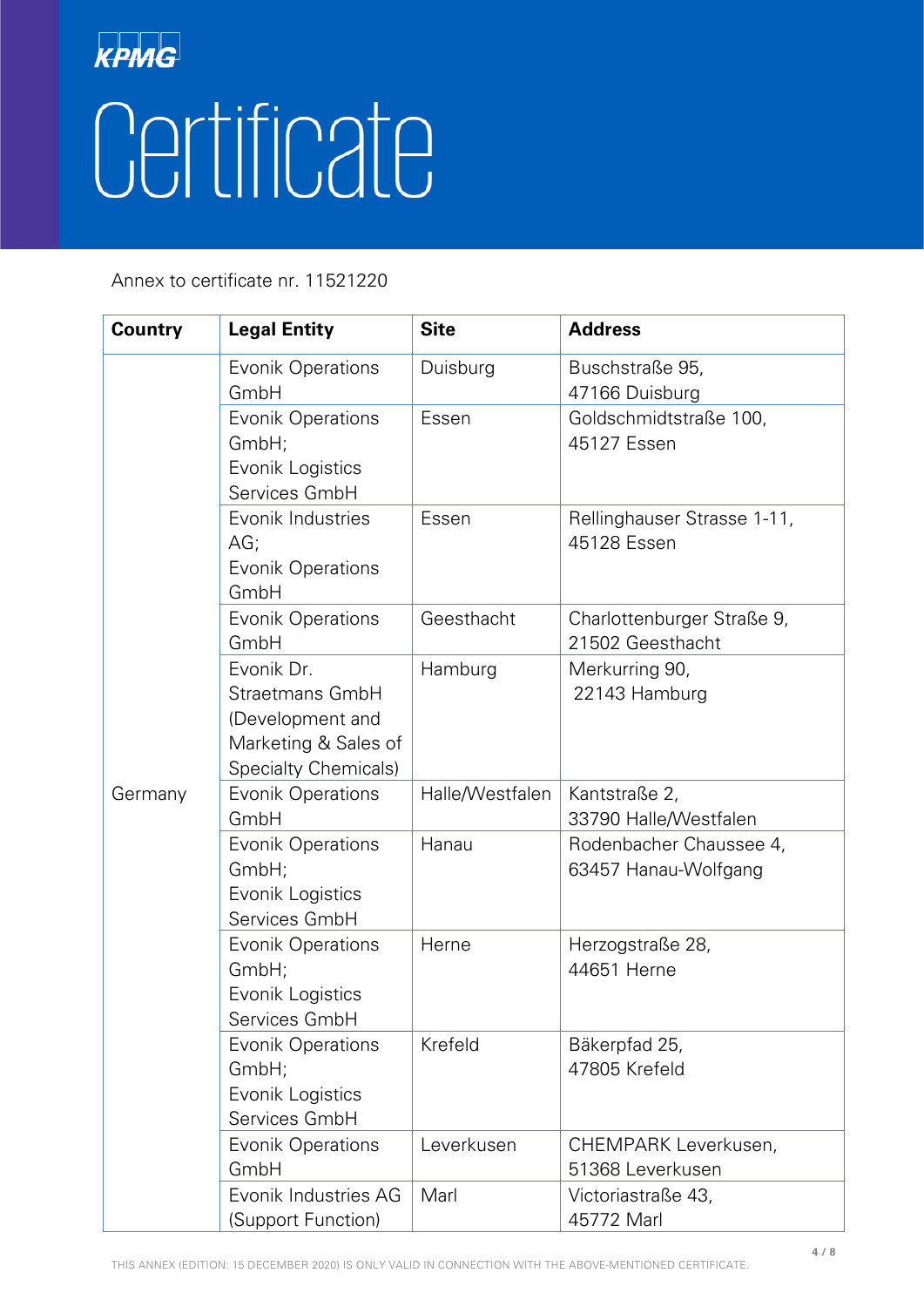KPMG

# Certificate

Annex to certificate nr. 11521220

| Country | Legal Entity | Site | Address |
|---|---|---|---|
| Germany | Evonik Operations GmbH | Duisburg | Buschstraße 95, 47166 Duisburg |
| | Evonik Operations GmbH; Evonik Logistics Services GmbH | Essen | Goldschmidtstraße 100, 45127 Essen |
| | Evonik Industries AG; Evonik Operations GmbH | Essen | Rellinghauser Strasse 1-11, 45128 Essen |
| | Evonik Operations GmbH | Geesthacht | Charlottenburger Straße 9, 21502 Geesthacht |
| | Evonik Dr. Straetmans GmbH (Development and Marketing & Sales of Specialty Chemicals) | Hamburg | Merkurring 90, 22143 Hamburg |
| | Evonik Operations GmbH | Halle/Westfalen | Kantstraße 2, 33790 Halle/Westfalen |
| | Evonik Operations GmbH; Evonik Logistics Services GmbH | Hanau | Rodenbacher Chaussee 4, 63457 Hanau-Wolfgang |
| | Evonik Operations GmbH; Evonik Logistics Services GmbH | Herne | Herzogstraße 28, 44651 Herne |
| | Evonik Operations GmbH; Evonik Logistics Services GmbH | Krefeld | Bäkerpfad 25, 47805 Krefeld |
| | Evonik Operations GmbH | Leverkusen | CHEMPARK Leverkusen, 51368 Leverkusen |
| | Evonik Industries AG (Support Function) | Marl | Victoriastraße 43, 45772 Marl |

THIS ANNEX (EDITION: 15 DECEMBER 2020) IS ONLY VALID IN CONNECTION WITH THE ABOVE-MENTIONED CERTIFICATE.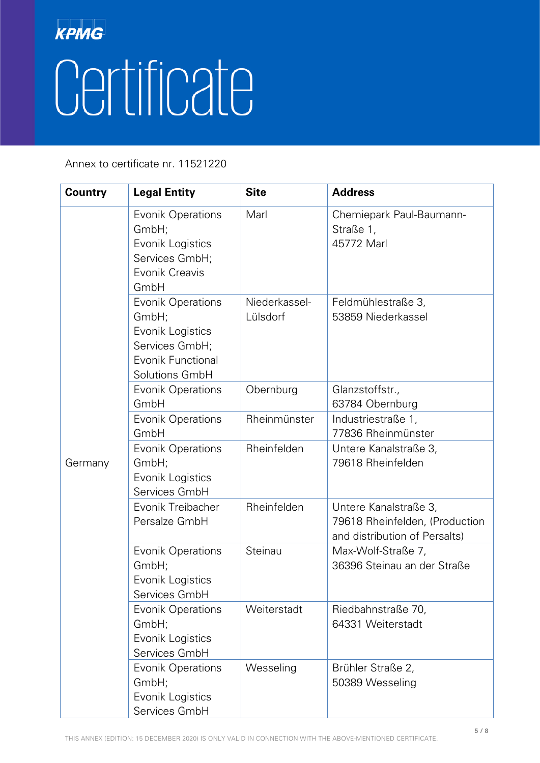# KPMG

# Certificate

Annex to certificate nr. 11521220

| Country | Legal Entity | Site | Address |
| --- | --- | --- | --- |
| Germany | Evonik Operations GmbH; Evonik Logistics Services GmbH; Evonik Creavis GmbH | Marl | Chemiepark Paul-Baumann-Straße 1, 45772 Marl |
| | Evonik Operations GmbH; Evonik Logistics Services GmbH; Evonik Functional Solutions GmbH | Niederkassel-Lülsdorf | Feldmühlestraße 3, 53859 Niederkassel |
| | Evonik Operations GmbH | Obernburg | Glanzstoffstr., 63784 Obernburg |
| | Evonik Operations GmbH | Rheinmünster | Industriestraße 1, 77836 Rheinmünster |
| | Evonik Operations GmbH; Evonik Logistics Services GmbH | Rheinfelden | Untere Kanalstraße 3, 79618 Rheinfelden |
| | Evonik Treibacher Persalze GmbH | Rheinfelden | Untere Kanalstraße 3, 79618 Rheinfelden, (Production and distribution of Persalts) |
| | Evonik Operations GmbH; Evonik Logistics Services GmbH | Steinau | Max-Wolf-Straße 7, 36396 Steinau an der Straße |
| | Evonik Operations GmbH; Evonik Logistics Services GmbH | Weiterstadt | Riedbahnstraße 70, 64331 Weiterstadt |
| | Evonik Operations GmbH; Evonik Logistics Services GmbH | Wesseling | Brühler Straße 2, 50389 Wesseling |

THIS ANNEX (EDITION: 15 DECEMBER 2020) IS ONLY VALID IN CONNECTION WITH THE ABOVE-MENTIONED CERTIFICATE.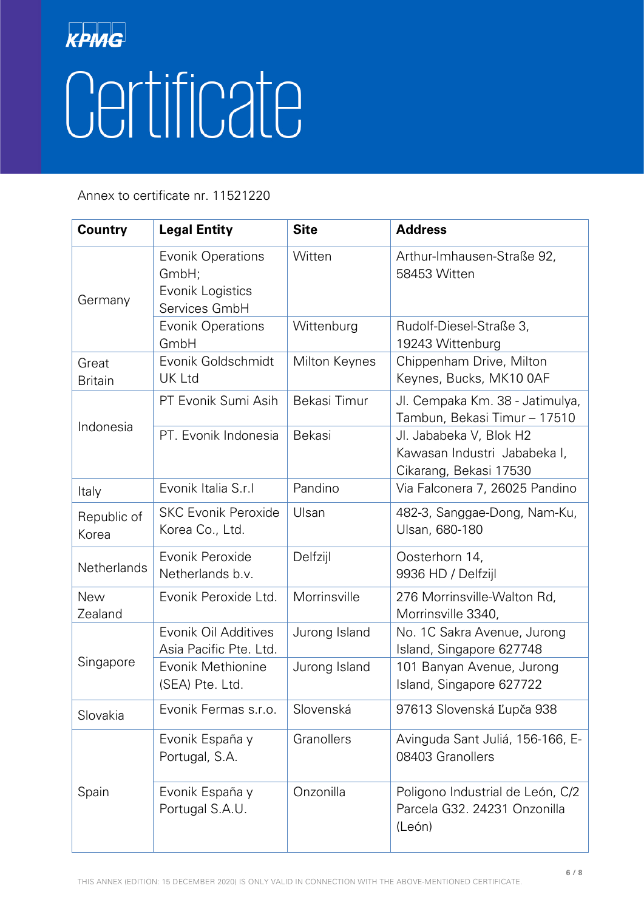KPMG

# Certificate

Annex to certificate nr. 11521220

| Country | Legal Entity | Site | Address |
|---|---|---|---|
| Germany | Evonik Operations GmbH; Evonik Logistics Services GmbH | Witten | Arthur-Imhausen-Straße 92, 58453 Witten |
| | Evonik Operations GmbH | Wittenburg | Rudolf-Diesel-Straße 3, 19243 Wittenburg |
| Great Britain | Evonik Goldschmidt UK Ltd | Milton Keynes | Chippenham Drive, Milton Keynes, Bucks, MK10 0AF |
| Indonesia | PT Evonik Sumi Asih | Bekasi Timur | Jl. Cempaka Km. 38 - Jatimulya, Tambun, Bekasi Timur – 17510 |
| | PT. Evonik Indonesia | Bekasi | Jl. Jababeka V, Blok H2 Kawasan Industri Jababeka I, Cikarang, Bekasi 17530 |
| Italy | Evonik Italia S.r.l | Pandino | Via Falconera 7, 26025 Pandino |
| Republic of Korea | SKC Evonik Peroxide Korea Co., Ltd. | Ulsan | 482-3, Sanggae-Dong, Nam-Ku, Ulsan, 680-180 |
| Netherlands | Evonik Peroxide Netherlands b.v. | Delfzijl | Oosterhorn 14, 9936 HD / Delfzijl |
| New Zealand | Evonik Peroxide Ltd. | Morrinsville | 276 Morrinsville-Walton Rd, Morrinsville 3340, |
| Singapore | Evonik Oil Additives Asia Pacific Pte. Ltd. | Jurong Island | No. 1C Sakra Avenue, Jurong Island, Singapore 627748 |
| | Evonik Methionine (SEA) Pte. Ltd. | Jurong Island | 101 Banyan Avenue, Jurong Island, Singapore 627722 |
| Slovakia | Evonik Fermas s.r.o. | Slovenská | 97613 Slovenská Ľupča 938 |
| Spain | Evonik España y Portugal, S.A. | Granollers | Avinguda Sant Juliá, 156-166, E-08403 Granollers |
| | Evonik España y Portugal S.A.U. | Onzonilla | Poligono Industrial de León, C/2 Parcela G32. 24231 Onzonilla (León) |

THIS ANNEX (EDITION: 15 DECEMBER 2020) IS ONLY VALID IN CONNECTION WITH THE ABOVE-MENTIONED CERTIFICATE.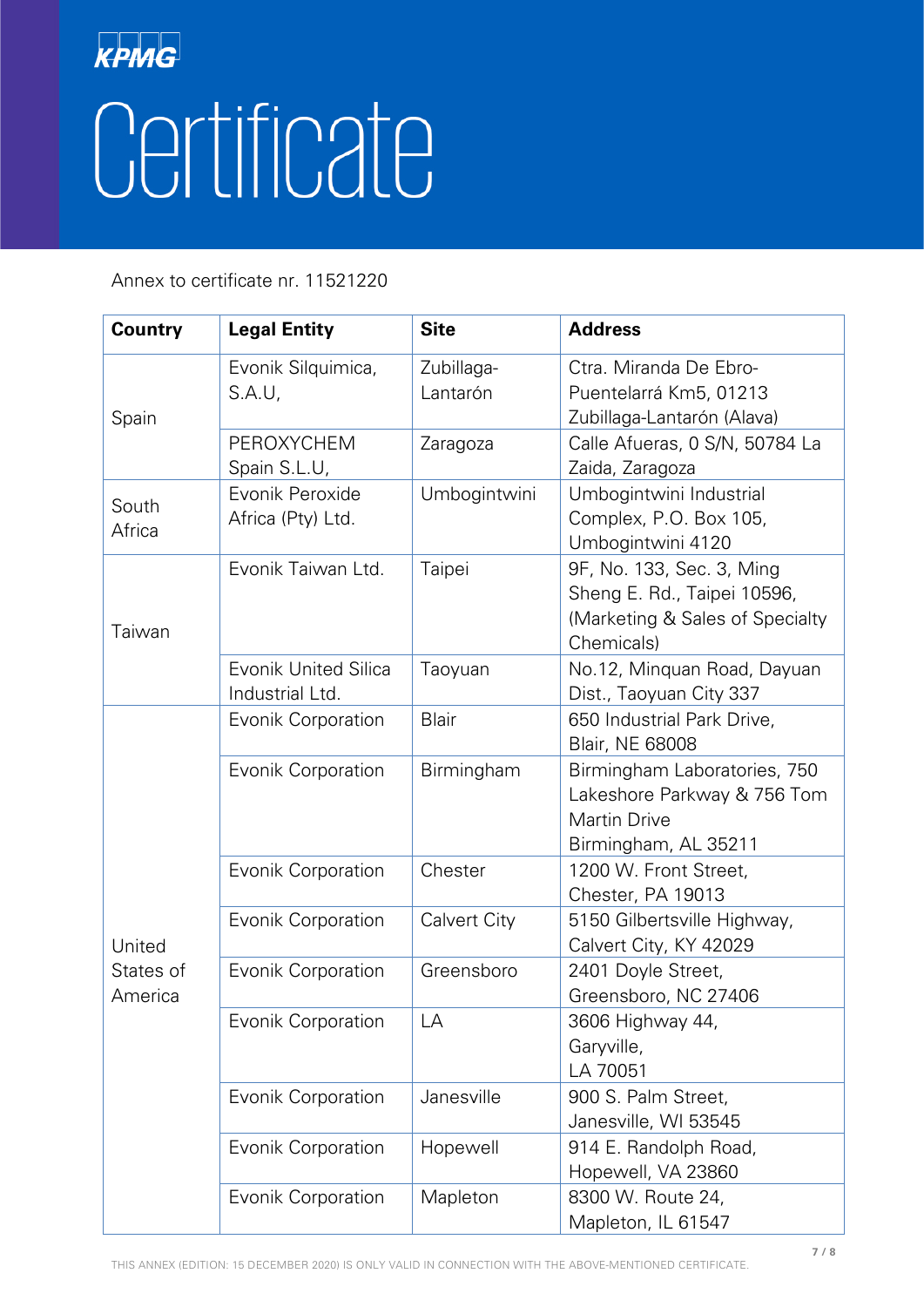KPMG

# Certificate

Annex to certificate nr. 11521220

| Country | Legal Entity | Site | Address |
|---|---|---|---|
| Spain | Evonik Silquimica, S.A.U, | Zubillaga-Lantarón | Ctra. Miranda De Ebro-Puentelarrá Km5, 01213 Zubillaga-Lantarón (Alava) |
| | PEROXYCHEM Spain S.L.U, | Zaragoza | Calle Afueras, 0 S/N, 50784 La Zaida, Zaragoza |
| South Africa | Evonik Peroxide Africa (Pty) Ltd. | Umbogintwini | Umbogintwini Industrial Complex, P.O. Box 105, Umbogintwini 4120 |
| Taiwan | Evonik Taiwan Ltd. | Taipei | 9F, No. 133, Sec. 3, Ming Sheng E. Rd., Taipei 10596, (Marketing & Sales of Specialty Chemicals) |
| | Evonik United Silica Industrial Ltd. | Taoyuan | No.12, Minquan Road, Dayuan Dist., Taoyuan City 337 |
| United States of America | Evonik Corporation | Blair | 650 Industrial Park Drive, Blair, NE 68008 |
| | Evonik Corporation | Birmingham | Birmingham Laboratories, 750 Lakeshore Parkway & 756 Tom Martin Drive Birmingham, AL 35211 |
| | Evonik Corporation | Chester | 1200 W. Front Street, Chester, PA 19013 |
| | Evonik Corporation | Calvert City | 5150 Gilbertsville Highway, Calvert City, KY 42029 |
| | Evonik Corporation | Greensboro | 2401 Doyle Street, Greensboro, NC 27406 |
| | Evonik Corporation | LA | 3606 Highway 44, Garyville, LA 70051 |
| | Evonik Corporation | Janesville | 900 S. Palm Street, Janesville, WI 53545 |
| | Evonik Corporation | Hopewell | 914 E. Randolph Road, Hopewell, VA 23860 |
| | Evonik Corporation | Mapleton | 8300 W. Route 24, Mapleton, IL 61547 |

THIS ANNEX (EDITION: 15 DECEMBER 2020) IS ONLY VALID IN CONNECTION WITH THE ABOVE-MENTIONED CERTIFICATE.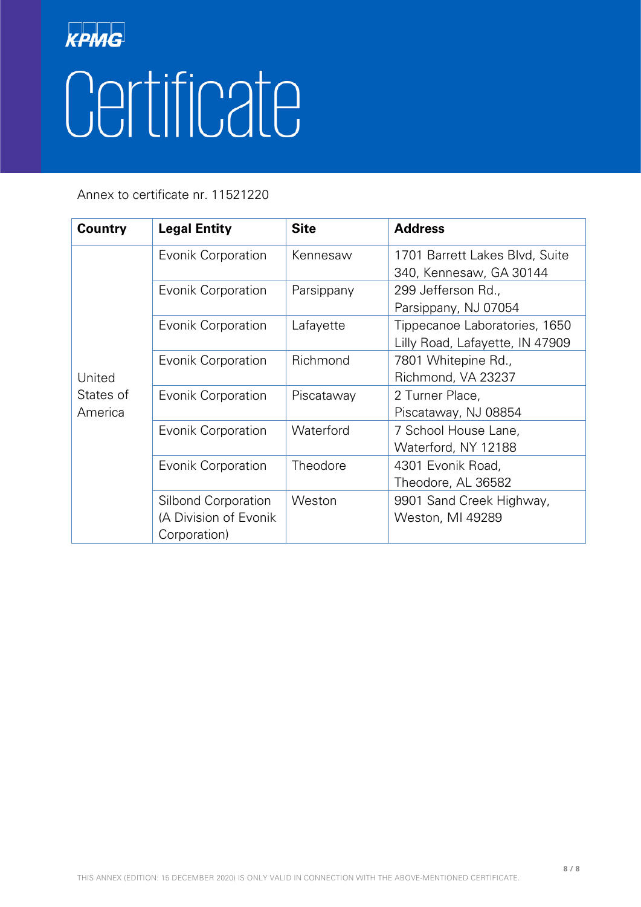KPMG

# Certificate

Annex to certificate nr. 11521220

| Country | Legal Entity | Site | Address |
|---|---|---|---|
| United States of America | Evonik Corporation | Kennesaw | 1701 Barrett Lakes Blvd, Suite 340, Kennesaw, GA 30144 |
| | Evonik Corporation | Parsippany | 299 Jefferson Rd., Parsippany, NJ 07054 |
| | Evonik Corporation | Lafayette | Tippecanoe Laboratories, 1650 Lilly Road, Lafayette, IN 47909 |
| | Evonik Corporation | Richmond | 7801 Whitepine Rd., Richmond, VA 23237 |
| | Evonik Corporation | Piscataway | 2 Turner Place, Piscataway, NJ 08854 |
| | Evonik Corporation | Waterford | 7 School House Lane, Waterford, NY 12188 |
| | Evonik Corporation | Theodore | 4301 Evonik Road, Theodore, AL 36582 |
| | Silbond Corporation (A Division of Evonik Corporation) | Weston | 9901 Sand Creek Highway, Weston, MI 49289 |

THIS ANNEX (EDITION: 15 DECEMBER 2020) IS ONLY VALID IN CONNECTION WITH THE ABOVE-MENTIONED CERTIFICATE.